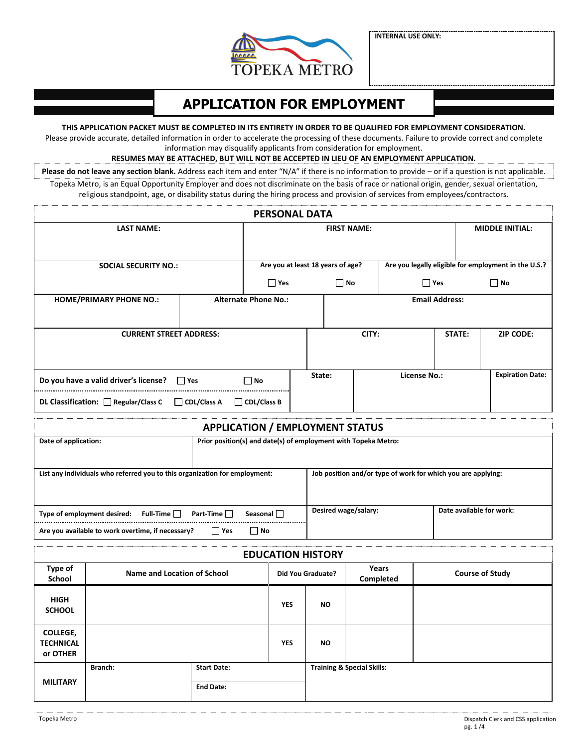TOPEKA METRO

INTERNAL USE ONLY:

# APPLICATION FOR EMPLOYMENT

**THIS APPLICATION PACKET MUST BE COMPLETED IN ITS ENTIRETY IN ORDER TO BE QUALIFIED FOR EMPLOYMENT CONSIDERATION.**
Please provide accurate, detailed information in order to accelerate the processing of these documents. Failure to provide correct and complete information may disqualify applicants from consideration for employment.
**RESUMES MAY BE ATTACHED, BUT WILL NOT BE ACCEPTED IN LIEU OF AN EMPLOYMENT APPLICATION.**

**Please do not leave any section blank.** Address each item and enter "N/A" if there is no information to provide – or if a question is not applicable.

Topeka Metro, is an Equal Opportunity Employer and does not discriminate on the basis of race or national origin, gender, sexual orientation, religious standpoint, age, or disability status during the hiring process and provision of services from employees/contractors.

## PERSONAL DATA

| LAST NAME: | FIRST NAME: | MIDDLE INITIAL: |
|---|---|---|
| | | |

| SOCIAL SECURITY NO.: | Are you at least 18 years of age? | Are you legally eligible for employment in the U.S.? |
|---|---|---|
| | ☐ Yes ☐ No | ☐ Yes ☐ No |

| HOME/PRIMARY PHONE NO.: | Alternate Phone No.: | Email Address: |
|---|---|---|
| | | |

| CURRENT STREET ADDRESS: | CITY: | STATE: | ZIP CODE: |
|---|---|---|---|
| | | | |

| Do you have a valid driver's license? ☐ Yes ☐ No | State: | License No.: | Expiration Date: |
|---|---|---|---|
| DL Classification: ☐ Regular/Class C ☐ CDL/Class A ☐ CDL/Class B | | | |

## APPLICATION / EMPLOYMENT STATUS

| Date of application: | Prior position(s) and date(s) of employment with Topeka Metro: |
|---|---|
| | |

| List any individuals who referred you to this organization for employment: | Job position and/or type of work for which you are applying: |
|---|---|
| | |

| Type of employment desired: Full-Time ☐ Part-Time ☐ Seasonal ☐ | Desired wage/salary: | Date available for work: |
|---|---|---|
| Are you available to work overtime, if necessary? ☐ Yes ☐ No | | |

## EDUCATION HISTORY

| Type of School | Name and Location of School | Did You Graduate? | | Years Completed | Course of Study |
|---|---|---|---|---|---|
| HIGH SCHOOL | | YES | NO | | |
| COLLEGE, TECHNICAL or OTHER | | YES | NO | | |
| MILITARY | Branch: | Start Date: / End Date: | Training & Special Skills: | | |

Dispatch Clerk and CSS application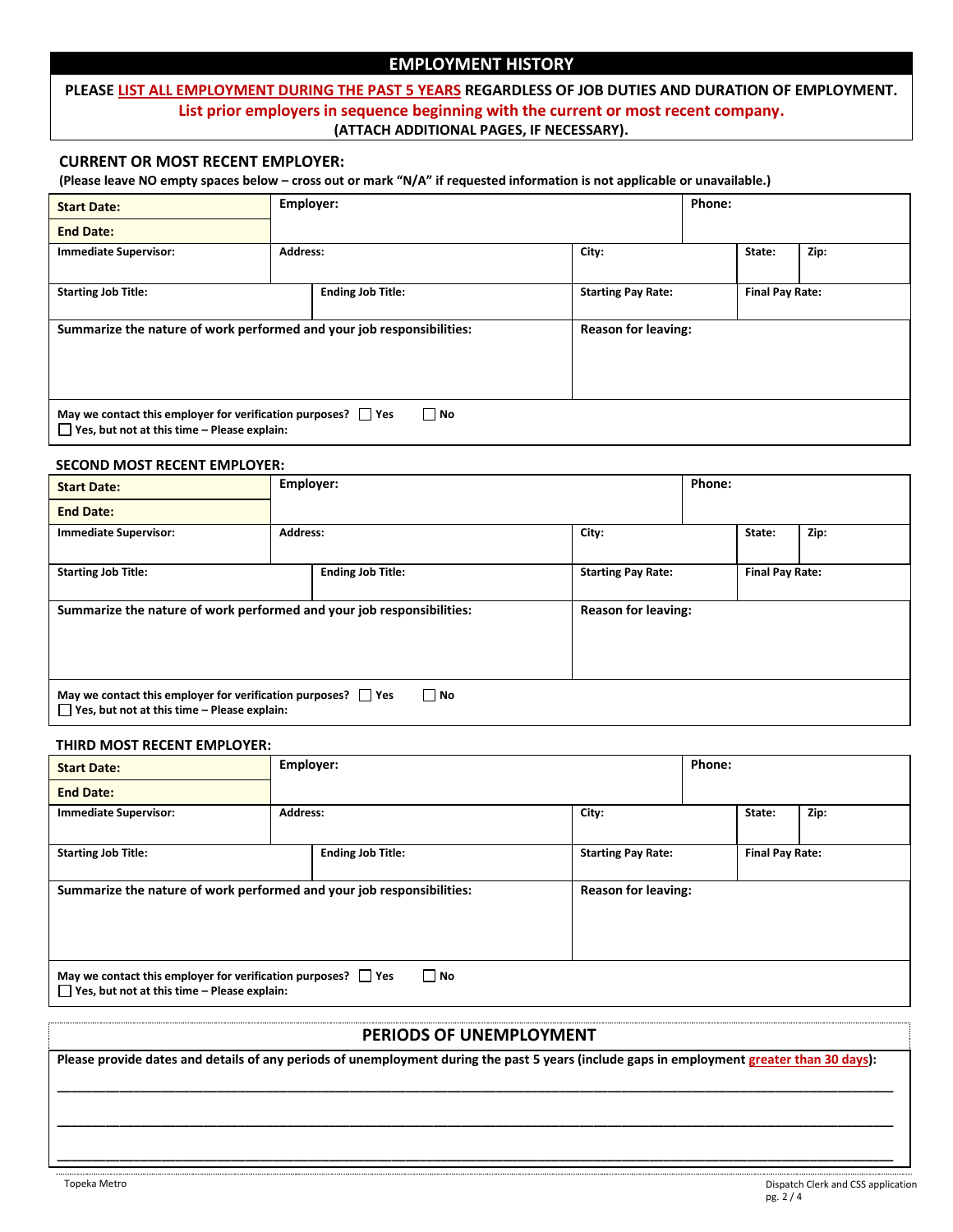## EMPLOYMENT HISTORY

**PLEASE LIST ALL EMPLOYMENT DURING THE PAST 5 YEARS REGARDLESS OF JOB DUTIES AND DURATION OF EMPLOYMENT.**
**List prior employers in sequence beginning with the current or most recent company.**
**(ATTACH ADDITIONAL PAGES, IF NECESSARY).**

### CURRENT OR MOST RECENT EMPLOYER:

**(Please leave NO empty spaces below – cross out or mark "N/A" if requested information is not applicable or unavailable.)**

| **Start Date:** | **Employer:** | | | **Phone:** | |
|---|---|---|---|---|---|
| **End Date:** | | | | | |
| **Immediate Supervisor:** | **Address:** | | **City:** | **State:** | **Zip:** |
| **Starting Job Title:** | | **Ending Job Title:** | **Starting Pay Rate:** | **Final Pay Rate:** | |
| **Summarize the nature of work performed and your job responsibilities:** | | | **Reason for leaving:** | | |
| **May we contact this employer for verification purposes?** ☐ **Yes** ☐ **No** ☐ **Yes, but not at this time – Please explain:** | | | | | |

### SECOND MOST RECENT EMPLOYER:

| **Start Date:** | **Employer:** | | | **Phone:** | |
|---|---|---|---|---|---|
| **End Date:** | | | | | |
| **Immediate Supervisor:** | **Address:** | | **City:** | **State:** | **Zip:** |
| **Starting Job Title:** | | **Ending Job Title:** | **Starting Pay Rate:** | **Final Pay Rate:** | |
| **Summarize the nature of work performed and your job responsibilities:** | | | **Reason for leaving:** | | |
| **May we contact this employer for verification purposes?** ☐ **Yes** ☐ **No** ☐ **Yes, but not at this time – Please explain:** | | | | | |

### THIRD MOST RECENT EMPLOYER:

| **Start Date:** | **Employer:** | | | **Phone:** | |
|---|---|---|---|---|---|
| **End Date:** | | | | | |
| **Immediate Supervisor:** | **Address:** | | **City:** | **State:** | **Zip:** |
| **Starting Job Title:** | | **Ending Job Title:** | **Starting Pay Rate:** | **Final Pay Rate:** | |
| **Summarize the nature of work performed and your job responsibilities:** | | | **Reason for leaving:** | | |
| **May we contact this employer for verification purposes?** ☐ **Yes** ☐ **No** ☐ **Yes, but not at this time – Please explain:** | | | | | |

## PERIODS OF UNEMPLOYMENT

**Please provide dates and details of any periods of unemployment during the past 5 years (include gaps in employment greater than 30 days):**

\_\_\_\_\_\_\_\_\_\_\_\_\_\_\_\_\_\_\_\_\_\_\_\_\_\_\_\_\_\_\_\_\_\_\_\_\_\_\_\_\_\_\_\_\_\_\_\_\_\_\_\_\_\_\_\_\_\_\_\_\_\_\_\_\_\_\_\_\_\_\_\_\_\_\_\_

\_\_\_\_\_\_\_\_\_\_\_\_\_\_\_\_\_\_\_\_\_\_\_\_\_\_\_\_\_\_\_\_\_\_\_\_\_\_\_\_\_\_\_\_\_\_\_\_\_\_\_\_\_\_\_\_\_\_\_\_\_\_\_\_\_\_\_\_\_\_\_\_\_\_\_\_

\_\_\_\_\_\_\_\_\_\_\_\_\_\_\_\_\_\_\_\_\_\_\_\_\_\_\_\_\_\_\_\_\_\_\_\_\_\_\_\_\_\_\_\_\_\_\_\_\_\_\_\_\_\_\_\_\_\_\_\_\_\_\_\_\_\_\_\_\_\_\_\_\_\_\_\_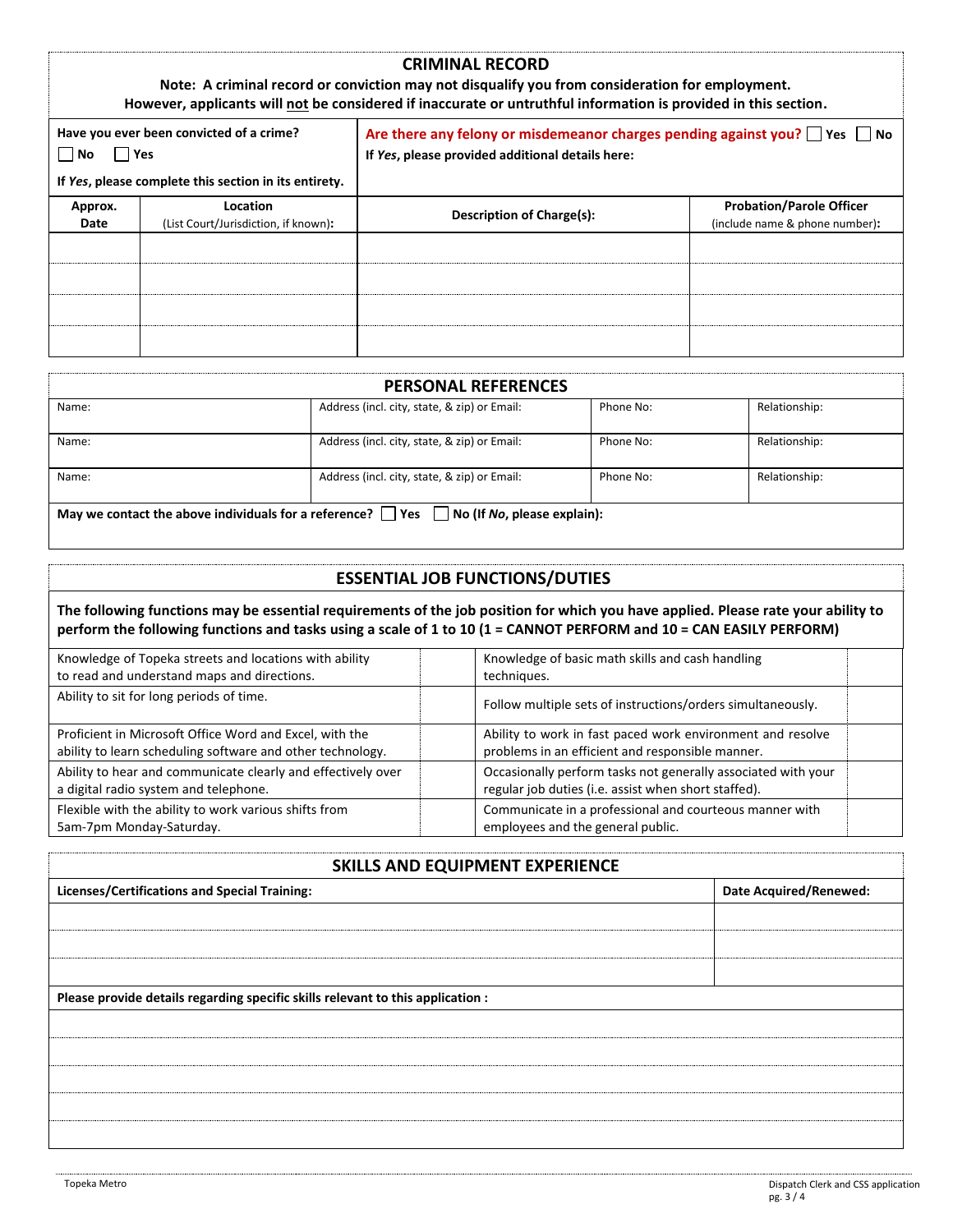## CRIMINAL RECORD

**Note: A criminal record or conviction may not disqualify you from consideration for employment. However, applicants will not be considered if inaccurate or untruthful information is provided in this section.**

**Have you ever been convicted of a crime?** ☐ No ☐ Yes

**If *Yes*, please complete this section in its entirety.**

**Are there any felony or misdemeanor charges pending against you?** ☐ Yes ☐ No

**If *Yes*, please provided additional details here:**

| Approx. Date | Location (List Court/Jurisdiction, if known): | Description of Charge(s): | Probation/Parole Officer (include name & phone number): |
|---|---|---|---|
| | | | |
| | | | |
| | | | |
| | | | |

## PERSONAL REFERENCES

| Name: | Address (incl. city, state, & zip) or Email: | Phone No: | Relationship: |
|---|---|---|---|
| Name: | Address (incl. city, state, & zip) or Email: | Phone No: | Relationship: |
| Name: | Address (incl. city, state, & zip) or Email: | Phone No: | Relationship: |

**May we contact the above individuals for a reference?** ☐ Yes ☐ No (If *No*, please explain):

## ESSENTIAL JOB FUNCTIONS/DUTIES

**The following functions may be essential requirements of the job position for which you have applied. Please rate your ability to perform the following functions and tasks using a scale of 1 to 10 (1 = CANNOT PERFORM and 10 = CAN EASILY PERFORM)**

| Function | Rating | Function | Rating |
|---|---|---|---|
| Knowledge of Topeka streets and locations with ability to read and understand maps and directions. | | Knowledge of basic math skills and cash handling techniques. | |
| Ability to sit for long periods of time. | | Follow multiple sets of instructions/orders simultaneously. | |
| Proficient in Microsoft Office Word and Excel, with the ability to learn scheduling software and other technology. | | Ability to work in fast paced work environment and resolve problems in an efficient and responsible manner. | |
| Ability to hear and communicate clearly and effectively over a digital radio system and telephone. | | Occasionally perform tasks not generally associated with your regular job duties (i.e. assist when short staffed). | |
| Flexible with the ability to work various shifts from 5am-7pm Monday-Saturday. | | Communicate in a professional and courteous manner with employees and the general public. | |

## SKILLS AND EQUIPMENT EXPERIENCE

| Licenses/Certifications and Special Training: | Date Acquired/Renewed: |
|---|---|
| | |
| | |
| | |

**Please provide details regarding specific skills relevant to this application :**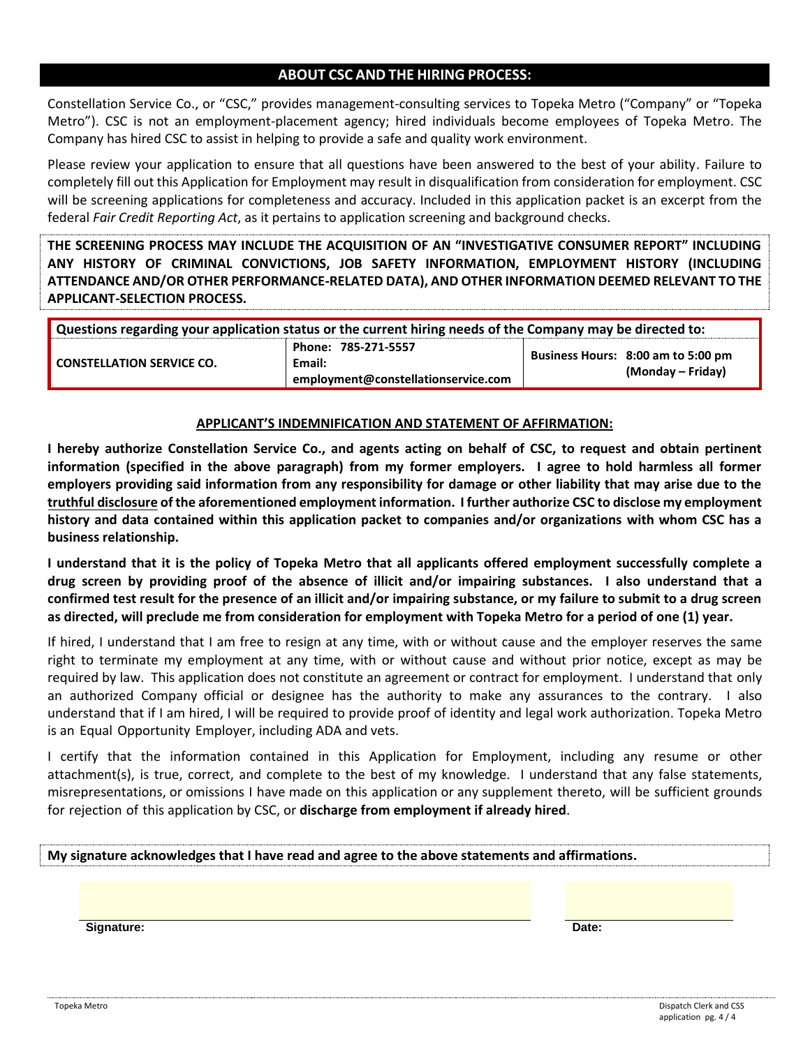## ABOUT CSC AND THE HIRING PROCESS:

Constellation Service Co., or "CSC," provides management-consulting services to Topeka Metro ("Company" or "Topeka Metro"). CSC is not an employment-placement agency; hired individuals become employees of Topeka Metro. The Company has hired CSC to assist in helping to provide a safe and quality work environment.

Please review your application to ensure that all questions have been answered to the best of your ability. Failure to completely fill out this Application for Employment may result in disqualification from consideration for employment. CSC will be screening applications for completeness and accuracy. Included in this application packet is an excerpt from the federal *Fair Credit Reporting Act*, as it pertains to application screening and background checks.

**THE SCREENING PROCESS MAY INCLUDE THE ACQUISITION OF AN "INVESTIGATIVE CONSUMER REPORT" INCLUDING ANY HISTORY OF CRIMINAL CONVICTIONS, JOB SAFETY INFORMATION, EMPLOYMENT HISTORY (INCLUDING ATTENDANCE AND/OR OTHER PERFORMANCE-RELATED DATA), AND OTHER INFORMATION DEEMED RELEVANT TO THE APPLICANT-SELECTION PROCESS.**

| **Questions regarding your application status or the current hiring needs of the Company may be directed to:** | | |
|---|---|---|
| **CONSTELLATION SERVICE CO.** | **Phone: 785-271-5557**<br>**Email: employment@constellationservice.com** | **Business Hours: 8:00 am to 5:00 pm (Monday – Friday)** |

### APPLICANT'S INDEMNIFICATION AND STATEMENT OF AFFIRMATION:

**I hereby authorize Constellation Service Co., and agents acting on behalf of CSC, to request and obtain pertinent information (specified in the above paragraph) from my former employers. I agree to hold harmless all former employers providing said information from any responsibility for damage or other liability that may arise due to the truthful disclosure of the aforementioned employment information. I further authorize CSC to disclose my employment history and data contained within this application packet to companies and/or organizations with whom CSC has a business relationship.**

**I understand that it is the policy of Topeka Metro that all applicants offered employment successfully complete a drug screen by providing proof of the absence of illicit and/or impairing substances. I also understand that a confirmed test result for the presence of an illicit and/or impairing substance, or my failure to submit to a drug screen as directed, will preclude me from consideration for employment with Topeka Metro for a period of one (1) year.**

If hired, I understand that I am free to resign at any time, with or without cause and the employer reserves the same right to terminate my employment at any time, with or without cause and without prior notice, except as may be required by law. This application does not constitute an agreement or contract for employment. I understand that only an authorized Company official or designee has the authority to make any assurances to the contrary. I also understand that if I am hired, I will be required to provide proof of identity and legal work authorization. Topeka Metro is an Equal Opportunity Employer, including ADA and vets.

I certify that the information contained in this Application for Employment, including any resume or other attachment(s), is true, correct, and complete to the best of my knowledge. I understand that any false statements, misrepresentations, or omissions I have made on this application or any supplement thereto, will be sufficient grounds for rejection of this application by CSC, or **discharge from employment if already hired**.

**My signature acknowledges that I have read and agree to the above statements and affirmations.**

**Signature:** ______________________________ **Date:** ______________